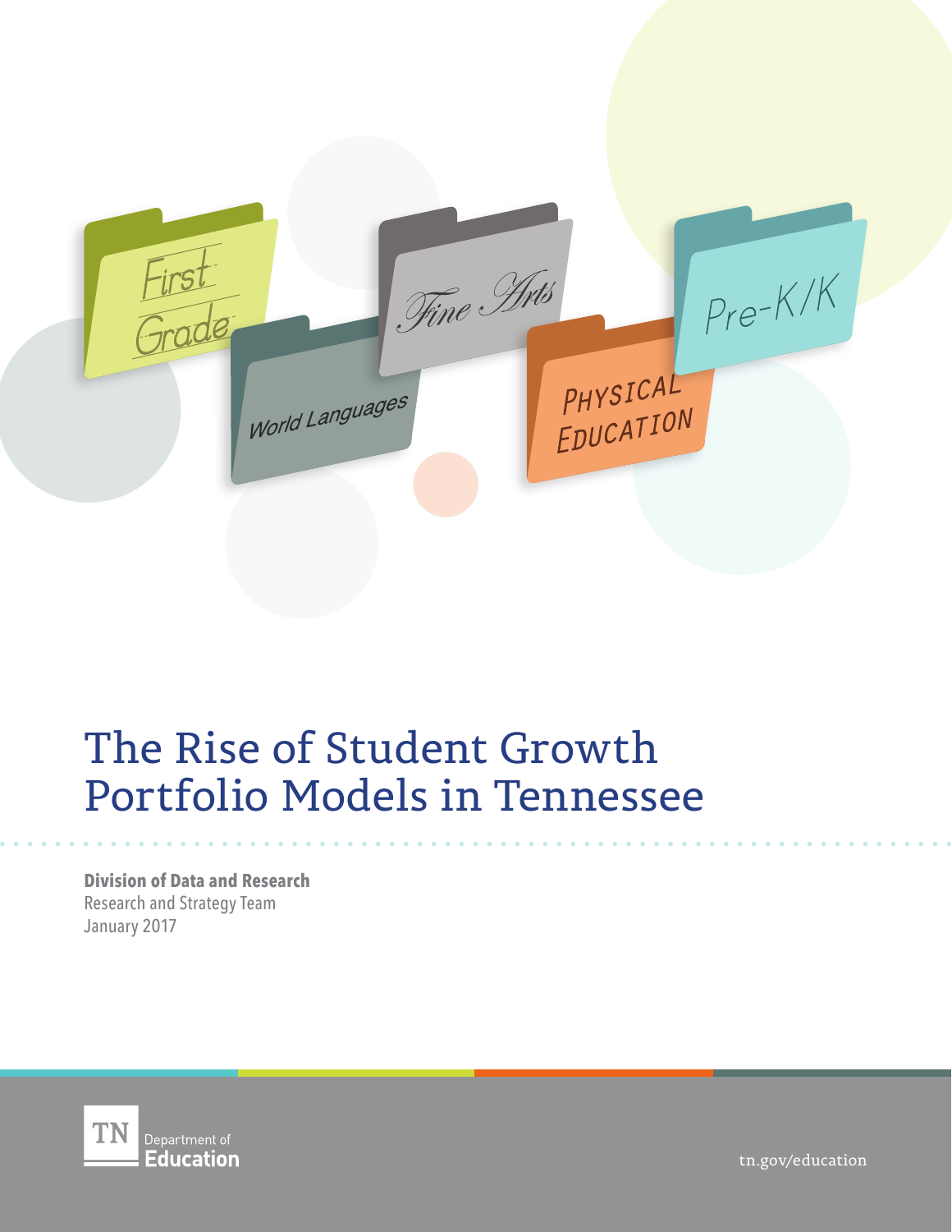# The Rise of Student Growth Portfolio Models in Tennessee

**Division of Data and Research**
Research and Strategy Team
January 2017

TN Department of Education

tn.gov/education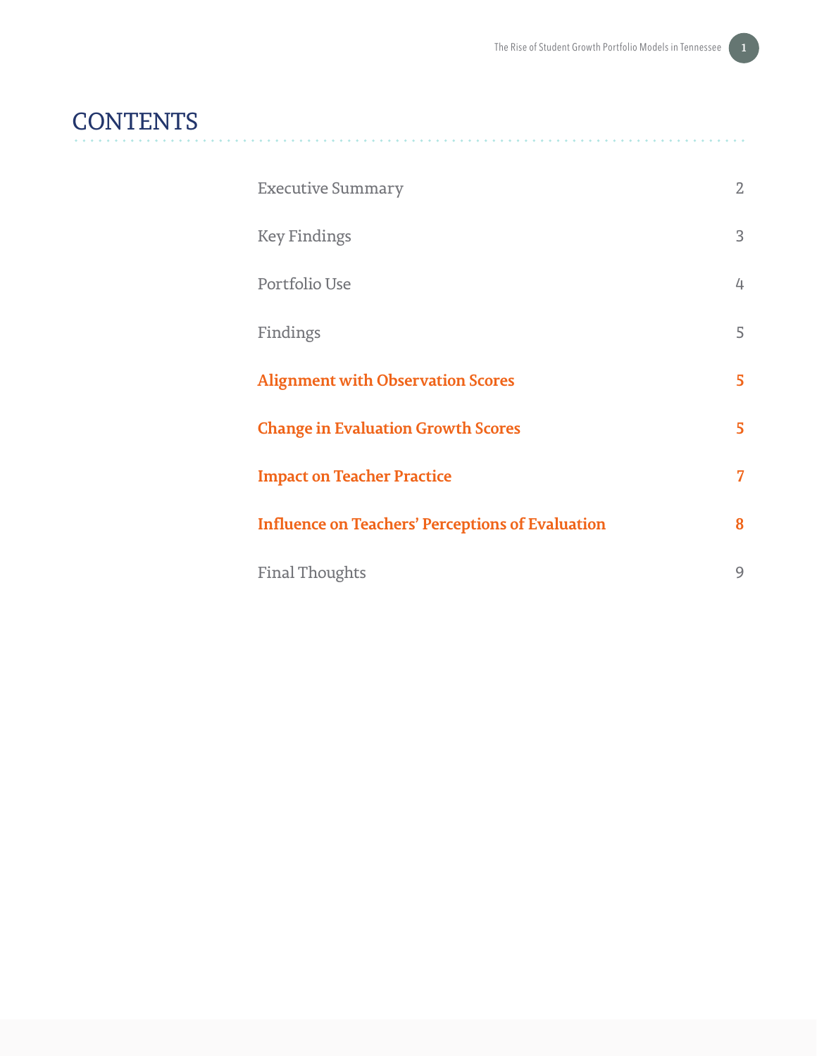# CONTENTS

| | |
|---|---|
| Executive Summary | 2 |
| Key Findings | 3 |
| Portfolio Use | 4 |
| Findings | 5 |
| **Alignment with Observation Scores** | **5** |
| **Change in Evaluation Growth Scores** | **5** |
| **Impact on Teacher Practice** | **7** |
| **Influence on Teachers' Perceptions of Evaluation** | **8** |
| Final Thoughts | 9 |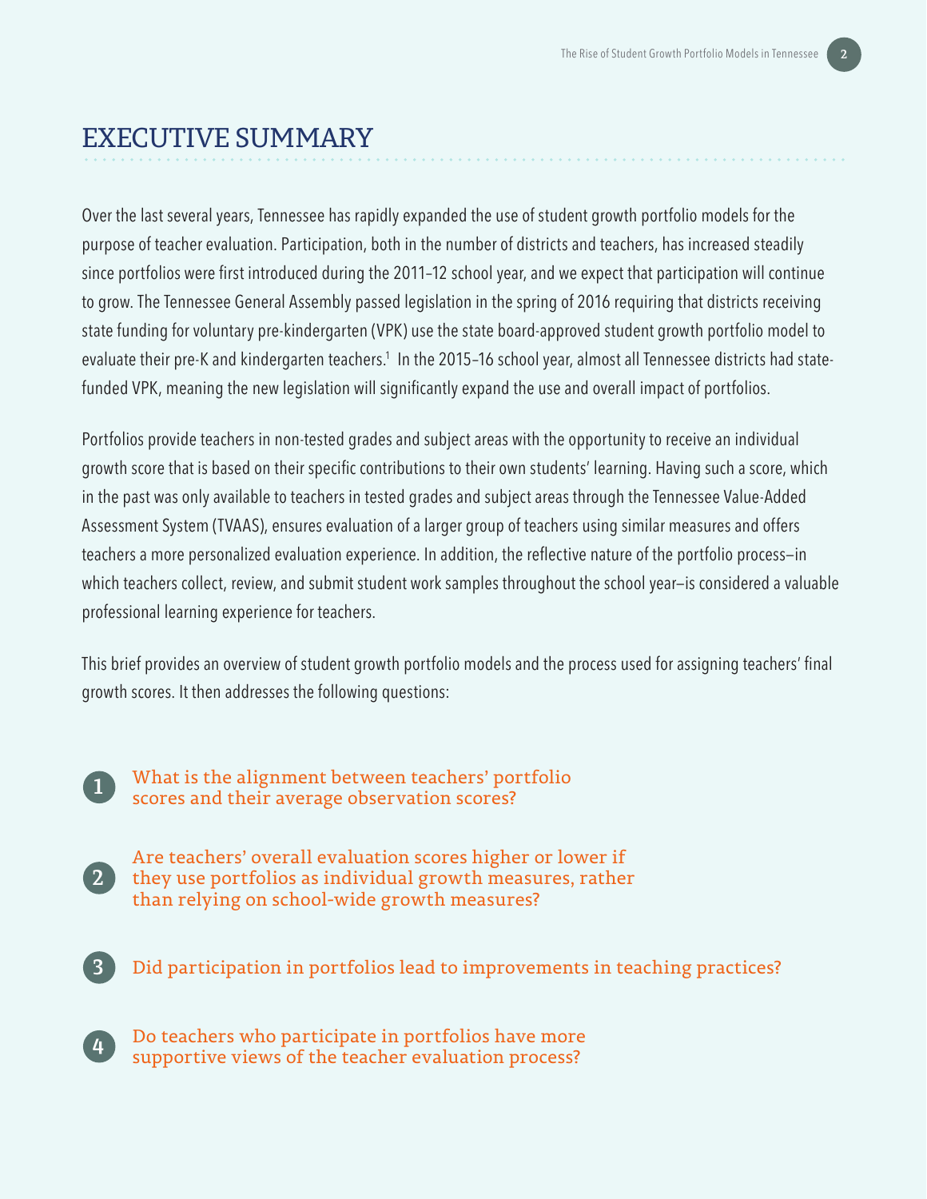# EXECUTIVE SUMMARY

Over the last several years, Tennessee has rapidly expanded the use of student growth portfolio models for the purpose of teacher evaluation. Participation, both in the number of districts and teachers, has increased steadily since portfolios were first introduced during the 2011–12 school year, and we expect that participation will continue to grow. The Tennessee General Assembly passed legislation in the spring of 2016 requiring that districts receiving state funding for voluntary pre-kindergarten (VPK) use the state board-approved student growth portfolio model to evaluate their pre-K and kindergarten teachers.[1] In the 2015–16 school year, almost all Tennessee districts had state-funded VPK, meaning the new legislation will significantly expand the use and overall impact of portfolios.

Portfolios provide teachers in non-tested grades and subject areas with the opportunity to receive an individual growth score that is based on their specific contributions to their own students' learning. Having such a score, which in the past was only available to teachers in tested grades and subject areas through the Tennessee Value-Added Assessment System (TVAAS), ensures evaluation of a larger group of teachers using similar measures and offers teachers a more personalized evaluation experience. In addition, the reflective nature of the portfolio process—in which teachers collect, review, and submit student work samples throughout the school year—is considered a valuable professional learning experience for teachers.

This brief provides an overview of student growth portfolio models and the process used for assigning teachers' final growth scores. It then addresses the following questions:

1. What is the alignment between teachers' portfolio scores and their average observation scores?
2. Are teachers' overall evaluation scores higher or lower if they use portfolios as individual growth measures, rather than relying on school-wide growth measures?
3. Did participation in portfolios lead to improvements in teaching practices?
4. Do teachers who participate in portfolios have more supportive views of the teacher evaluation process?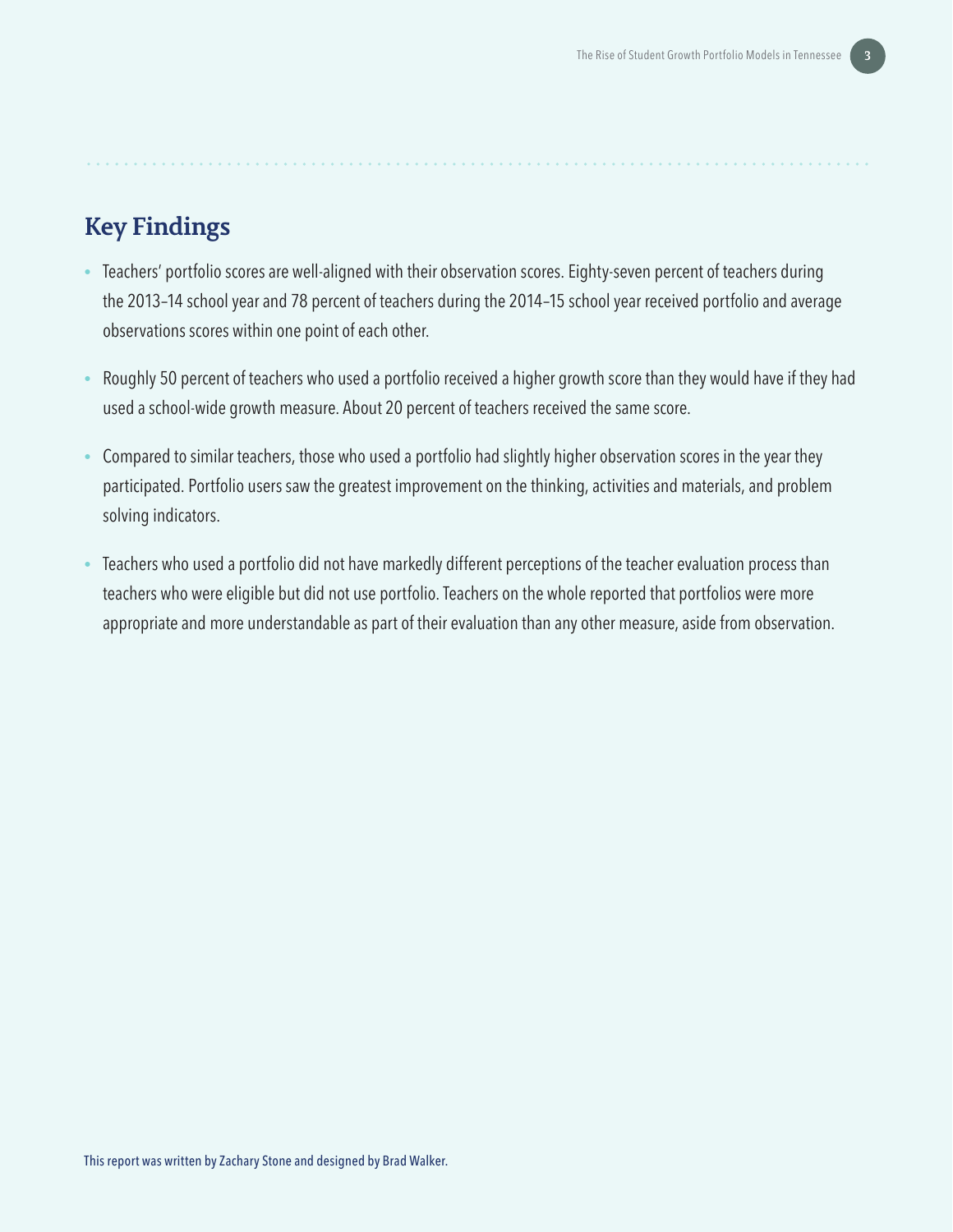## Key Findings

- Teachers' portfolio scores are well-aligned with their observation scores. Eighty-seven percent of teachers during the 2013–14 school year and 78 percent of teachers during the 2014–15 school year received portfolio and average observations scores within one point of each other.
- Roughly 50 percent of teachers who used a portfolio received a higher growth score than they would have if they had used a school-wide growth measure. About 20 percent of teachers received the same score.
- Compared to similar teachers, those who used a portfolio had slightly higher observation scores in the year they participated. Portfolio users saw the greatest improvement on the thinking, activities and materials, and problem solving indicators.
- Teachers who used a portfolio did not have markedly different perceptions of the teacher evaluation process than teachers who were eligible but did not use portfolio. Teachers on the whole reported that portfolios were more appropriate and more understandable as part of their evaluation than any other measure, aside from observation.

This report was written by Zachary Stone and designed by Brad Walker.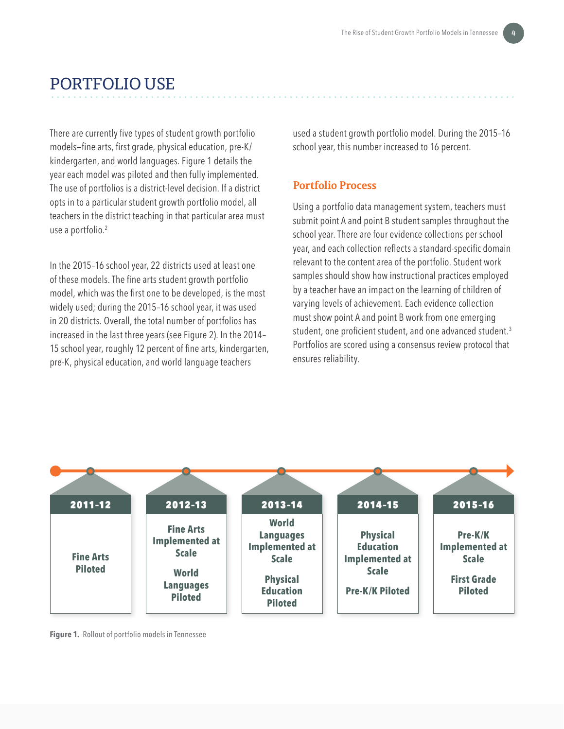# PORTFOLIO USE

There are currently five types of student growth portfolio models—fine arts, first grade, physical education, pre-K/kindergarten, and world languages. Figure 1 details the year each model was piloted and then fully implemented. The use of portfolios is a district-level decision. If a district opts in to a particular student growth portfolio model, all teachers in the district teaching in that particular area must use a portfolio.[2]

In the 2015–16 school year, 22 districts used at least one of these models. The fine arts student growth portfolio model, which was the first one to be developed, is the most widely used; during the 2015–16 school year, it was used in 20 districts. Overall, the total number of portfolios has increased in the last three years (see Figure 2). In the 2014–15 school year, roughly 12 percent of fine arts, kindergarten, pre-K, physical education, and world language teachers used a student growth portfolio model. During the 2015–16 school year, this number increased to 16 percent.

## Portfolio Process

Using a portfolio data management system, teachers must submit point A and point B student samples throughout the school year. There are four evidence collections per school year, and each collection reflects a standard-specific domain relevant to the content area of the portfolio. Student work samples should show how instructional practices employed by a teacher have an impact on the learning of children of varying levels of achievement. Each evidence collection must show point A and point B work from one emerging student, one proficient student, and one advanced student.[3] Portfolios are scored using a consensus review protocol that ensures reliability.

| 2011-12 | 2012-13 | 2013-14 | 2014-15 | 2015-16 |
|---|---|---|---|---|
| Fine Arts Piloted | Fine Arts Implemented at Scale<br>World Languages Piloted | World Languages Implemented at Scale<br>Physical Education Piloted | Physical Education Implemented at Scale<br>Pre-K/K Piloted | Pre-K/K Implemented at Scale<br>First Grade Piloted |

**Figure 1.** Rollout of portfolio models in Tennessee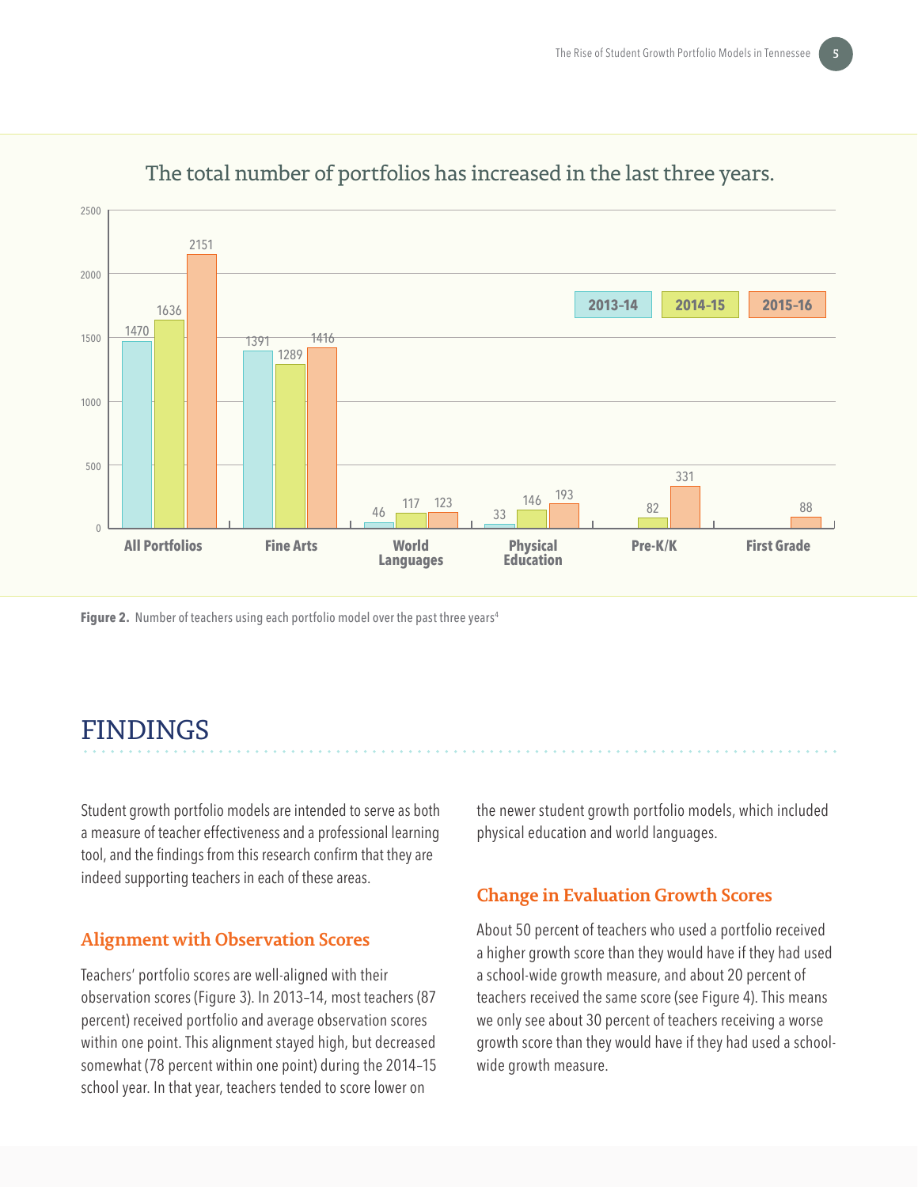The total number of portfolios has increased in the last three years.

| | 2013-14 | 2014-15 | 2015-16 |
|---|---|---|---|
| All Portfolios | 1470 | 1636 | 2151 |
| Fine Arts | 1391 | 1289 | 1416 |
| World Languages | 46 | 117 | 123 |
| Physical Education | 33 | 146 | 193 |
| Pre-K/K | | 82 | 331 |
| First Grade | | | 88 |

**Figure 2.** Number of teachers using each portfolio model over the past three years[4]

# FINDINGS

Student growth portfolio models are intended to serve as both a measure of teacher effectiveness and a professional learning tool, and the findings from this research confirm that they are indeed supporting teachers in each of these areas.

## Alignment with Observation Scores

Teachers' portfolio scores are well-aligned with their observation scores (Figure 3). In 2013–14, most teachers (87 percent) received portfolio and average observation scores within one point. This alignment stayed high, but decreased somewhat (78 percent within one point) during the 2014–15 school year. In that year, teachers tended to score lower on the newer student growth portfolio models, which included physical education and world languages.

## Change in Evaluation Growth Scores

About 50 percent of teachers who used a portfolio received a higher growth score than they would have if they had used a school-wide growth measure, and about 20 percent of teachers received the same score (see Figure 4). This means we only see about 30 percent of teachers receiving a worse growth score than they would have if they had used a school-wide growth measure.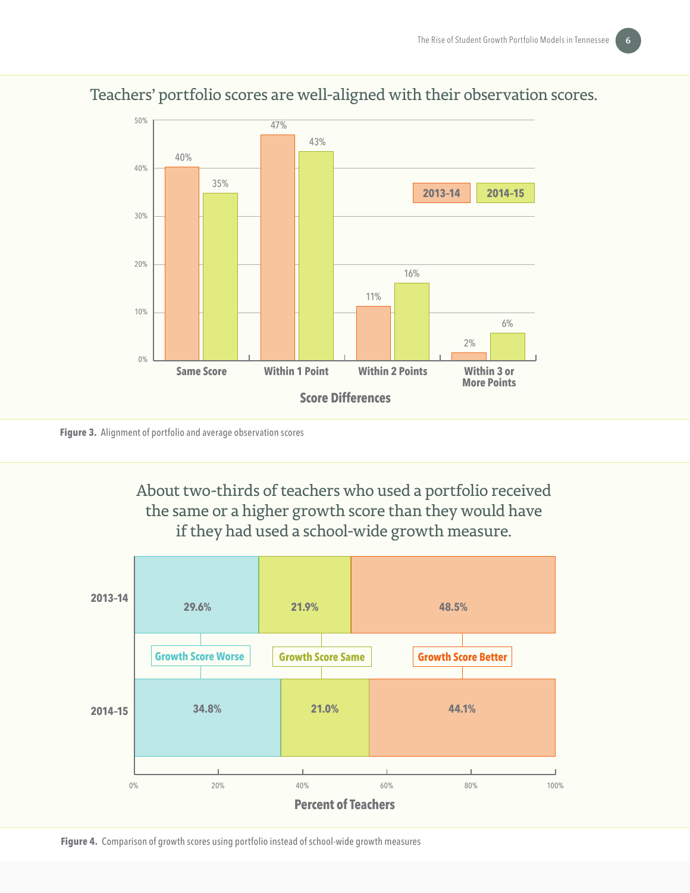## Teachers' portfolio scores are well-aligned with their observation scores.

| Score Differences | 2013-14 | 2014-15 |
|---|---|---|
| Same Score | 40% | 35% |
| Within 1 Point | 47% | 43% |
| Within 2 Points | 11% | 16% |
| Within 3 or More Points | 2% | 6% |

**Figure 3.** Alignment of portfolio and average observation scores

## About two-thirds of teachers who used a portfolio received the same or a higher growth score than they would have if they had used a school-wide growth measure.

| Percent of Teachers | Growth Score Worse | Growth Score Same | Growth Score Better |
|---|---|---|---|
| 2013-14 | 29.6% | 21.9% | 48.5% |
| 2014-15 | 34.8% | 21.0% | 44.1% |

**Figure 4.** Comparison of growth scores using portfolio instead of school-wide growth measures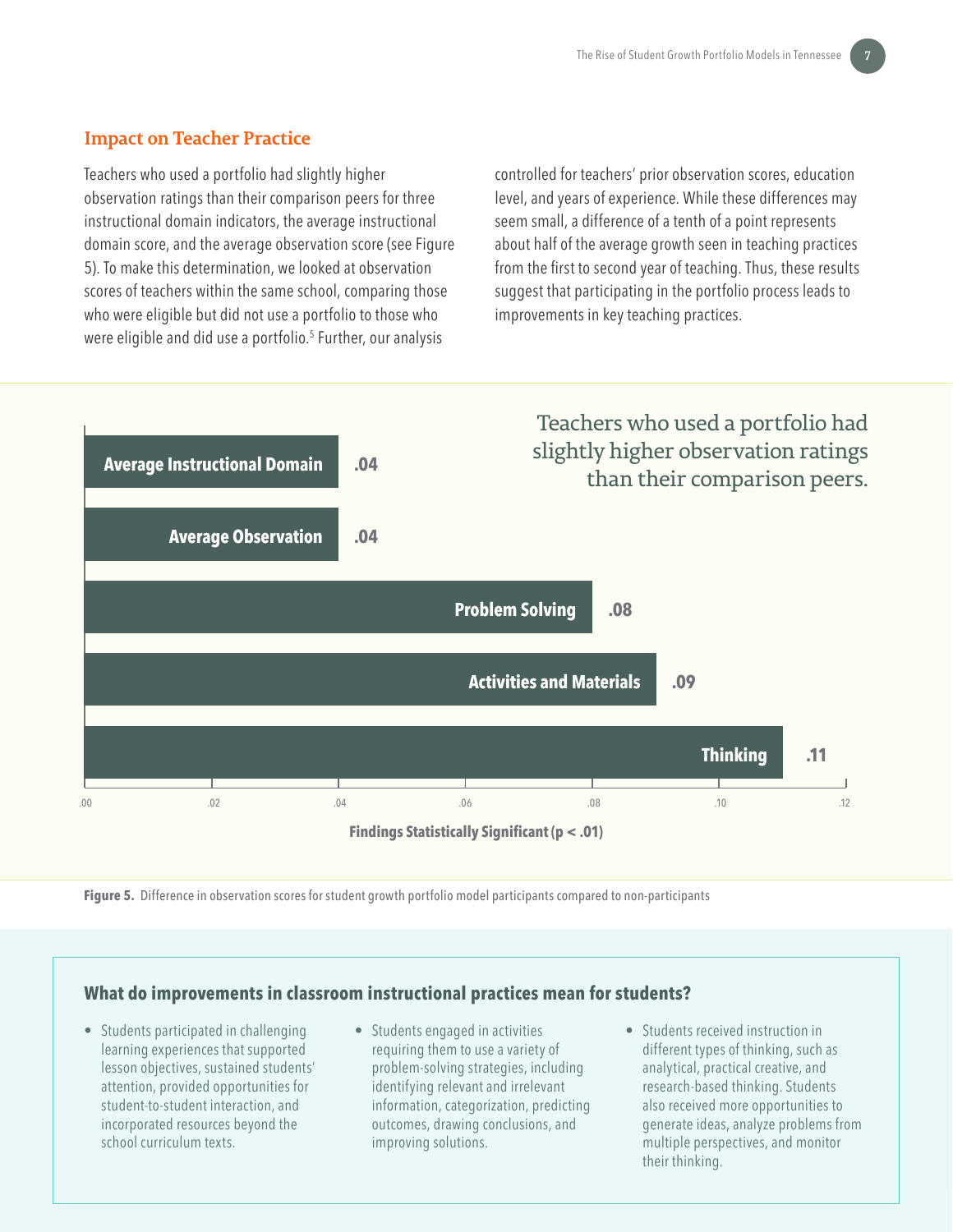### Impact on Teacher Practice

Teachers who used a portfolio had slightly higher observation ratings than their comparison peers for three instructional domain indicators, the average instructional domain score, and the average observation score (see Figure 5). To make this determination, we looked at observation scores of teachers within the same school, comparing those who were eligible but did not use a portfolio to those who were eligible and did use a portfolio.[5] Further, our analysis controlled for teachers' prior observation scores, education level, and years of experience. While these differences may seem small, a difference of a tenth of a point represents about half of the average growth seen in teaching practices from the first to second year of teaching. Thus, these results suggest that participating in the portfolio process leads to improvements in key teaching practices.

Teachers who used a portfolio had slightly higher observation ratings than their comparison peers.

| Indicator | Difference |
| --- | --- |
| Average Instructional Domain | .04 |
| Average Observation | .04 |
| Problem Solving | .08 |
| Activities and Materials | .09 |
| Thinking | .11 |

Findings Statistically Significant ($p < .01$)

**Figure 5.** Difference in observation scores for student growth portfolio model participants compared to non-participants

#### What do improvements in classroom instructional practices mean for students?

- Students participated in challenging learning experiences that supported lesson objectives, sustained students' attention, provided opportunities for student-to-student interaction, and incorporated resources beyond the school curriculum texts.
- Students engaged in activities requiring them to use a variety of problem-solving strategies, including identifying relevant and irrelevant information, categorization, predicting outcomes, drawing conclusions, and improving solutions.
- Students received instruction in different types of thinking, such as analytical, practical creative, and research-based thinking. Students also received more opportunities to generate ideas, analyze problems from multiple perspectives, and monitor their thinking.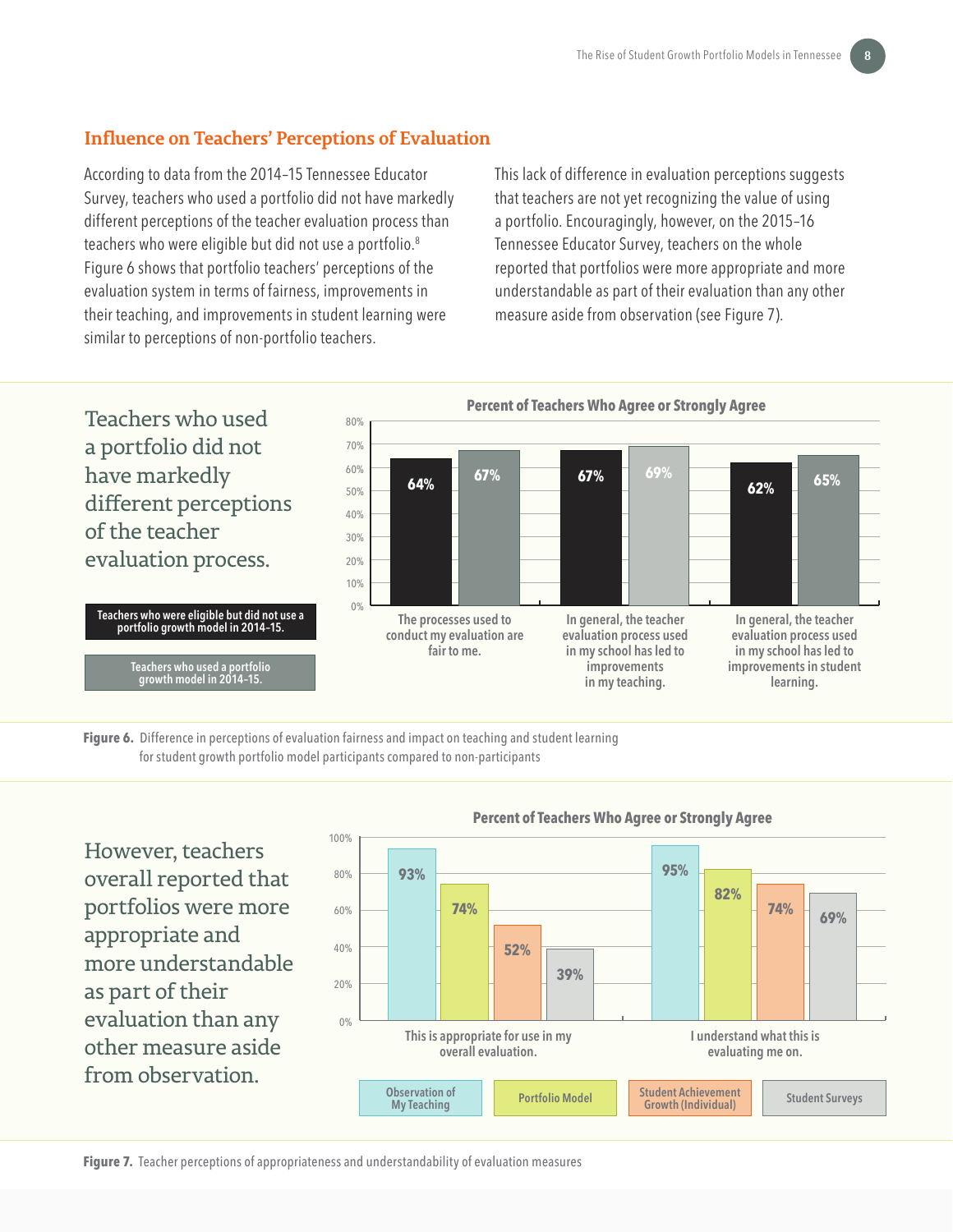## Influence on Teachers' Perceptions of Evaluation

According to data from the 2014–15 Tennessee Educator Survey, teachers who used a portfolio did not have markedly different perceptions of the teacher evaluation process than teachers who were eligible but did not use a portfolio.[8] Figure 6 shows that portfolio teachers' perceptions of the evaluation system in terms of fairness, improvements in their teaching, and improvements in student learning were similar to perceptions of non-portfolio teachers.

This lack of difference in evaluation perceptions suggests that teachers are not yet recognizing the value of using a portfolio. Encouragingly, however, on the 2015–16 Tennessee Educator Survey, teachers on the whole reported that portfolios were more appropriate and more understandable as part of their evaluation than any other measure aside from observation (see Figure 7).

Teachers who used a portfolio did not have markedly different perceptions of the teacher evaluation process.

**Percent of Teachers Who Agree or Strongly Agree**

| | Teachers who were eligible but did not use a portfolio growth model in 2014–15. | Teachers who used a portfolio growth model in 2014–15. |
|---|---|---|
| The processes used to conduct my evaluation are fair to me. | 64% | 67% |
| In general, the teacher evaluation process used in my school has led to improvements in my teaching. | 67% | 69% |
| In general, the teacher evaluation process used in my school has led to improvements in student learning. | 62% | 65% |

**Figure 6.** Difference in perceptions of evaluation fairness and impact on teaching and student learning for student growth portfolio model participants compared to non-participants

However, teachers overall reported that portfolios were more appropriate and more understandable as part of their evaluation than any other measure aside from observation.

**Percent of Teachers Who Agree or Strongly Agree**

| | Observation of My Teaching | Portfolio Model | Student Achievement Growth (Individual) | Student Surveys |
|---|---|---|---|---|
| This is appropriate for use in my overall evaluation. | 93% | 74% | 52% | 39% |
| I understand what this is evaluating me on. | 95% | 82% | 74% | 69% |

**Figure 7.** Teacher perceptions of appropriateness and understandability of evaluation measures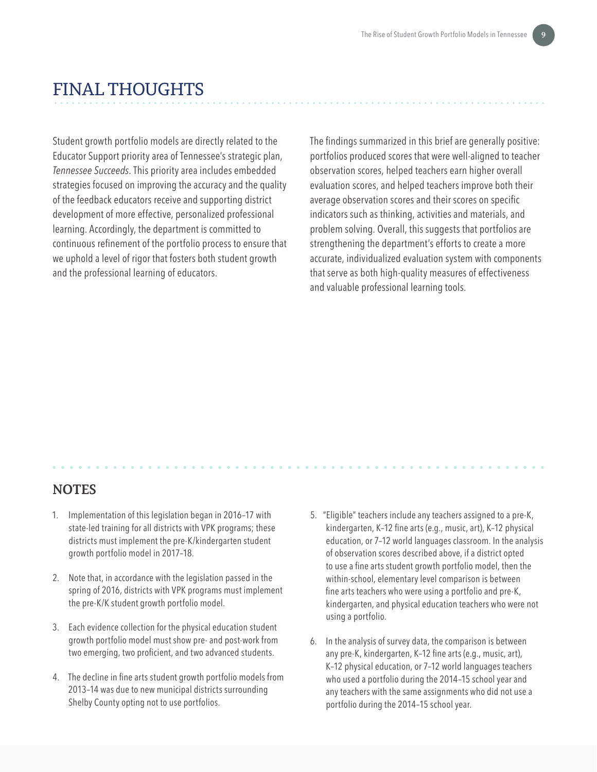## FINAL THOUGHTS

Student growth portfolio models are directly related to the Educator Support priority area of Tennessee's strategic plan, *Tennessee Succeeds*. This priority area includes embedded strategies focused on improving the accuracy and the quality of the feedback educators receive and supporting district development of more effective, personalized professional learning. Accordingly, the department is committed to continuous refinement of the portfolio process to ensure that we uphold a level of rigor that fosters both student growth and the professional learning of educators.

The findings summarized in this brief are generally positive: portfolios produced scores that were well-aligned to teacher observation scores, helped teachers earn higher overall evaluation scores, and helped teachers improve both their average observation scores and their scores on specific indicators such as thinking, activities and materials, and problem solving. Overall, this suggests that portfolios are strengthening the department's efforts to create a more accurate, individualized evaluation system with components that serve as both high-quality measures of effectiveness and valuable professional learning tools.

## NOTES

1. Implementation of this legislation began in 2016–17 with state-led training for all districts with VPK programs; these districts must implement the pre-K/kindergarten student growth portfolio model in 2017–18.
2. Note that, in accordance with the legislation passed in the spring of 2016, districts with VPK programs must implement the pre-K/K student growth portfolio model.
3. Each evidence collection for the physical education student growth portfolio model must show pre- and post-work from two emerging, two proficient, and two advanced students.
4. The decline in fine arts student growth portfolio models from 2013–14 was due to new municipal districts surrounding Shelby County opting not to use portfolios.
5. "Eligible" teachers include any teachers assigned to a pre-K, kindergarten, K–12 fine arts (e.g., music, art), K–12 physical education, or 7–12 world languages classroom. In the analysis of observation scores described above, if a district opted to use a fine arts student growth portfolio model, then the within-school, elementary level comparison is between fine arts teachers who were using a portfolio and pre-K, kindergarten, and physical education teachers who were not using a portfolio.
6. In the analysis of survey data, the comparison is between any pre-K, kindergarten, K–12 fine arts (e.g., music, art), K–12 physical education, or 7–12 world languages teachers who used a portfolio during the 2014–15 school year and any teachers with the same assignments who did not use a portfolio during the 2014–15 school year.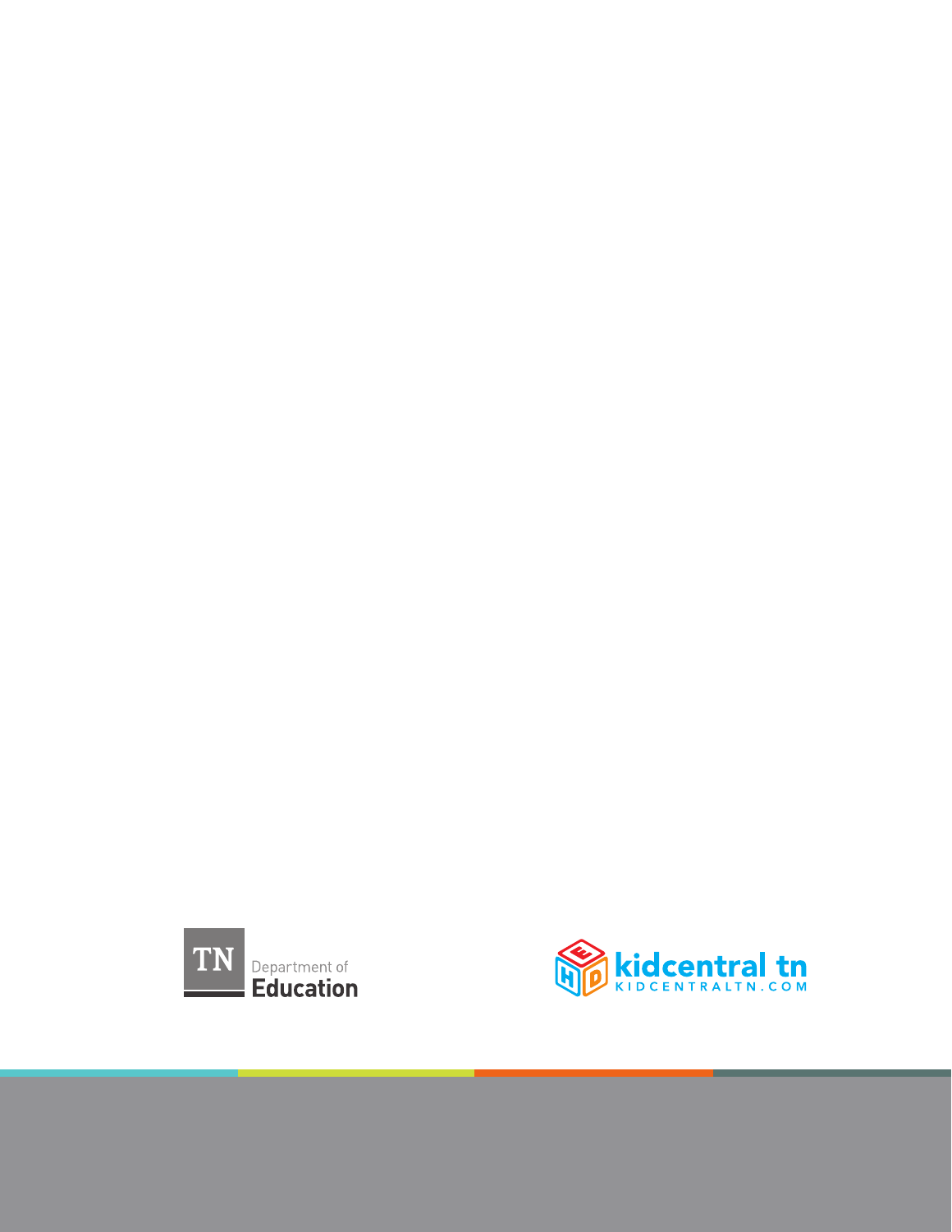TN Department of Education

kidcentral tn
KIDCENTRALTN.COM